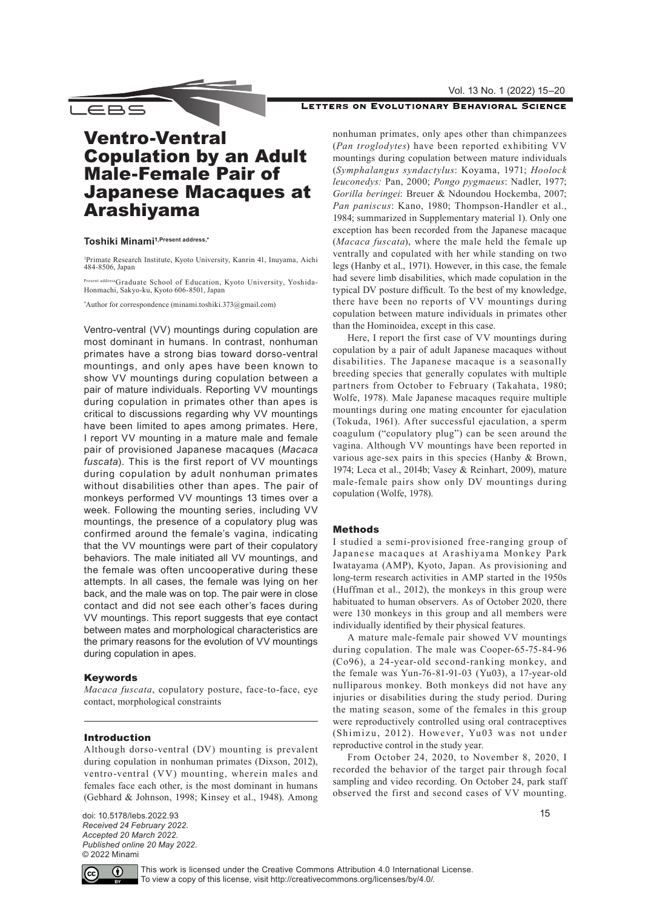# Ventro-Ventral Copulation by an Adult Male-Female Pair of Japanese Macaques at Arashiyama

**Toshiki Minami[1,Present address,*]**

[1]Primate Research Institute, Kyoto University, Kanrin 41, Inuyama, Aichi 484-8506, Japan

[Present address]Graduate School of Education, Kyoto University, Yoshida-Honmachi, Sakyo-ku, Kyoto 606-8501, Japan

[*]Author for correspondence (minami.toshiki.373@gmail.com)

Ventro-ventral (VV) mountings during copulation are most dominant in humans. In contrast, nonhuman primates have a strong bias toward dorso-ventral mountings, and only apes have been known to show VV mountings during copulation between a pair of mature individuals. Reporting VV mountings during copulation in primates other than apes is critical to discussions regarding why VV mountings have been limited to apes among primates. Here, I report VV mounting in a mature male and female pair of provisioned Japanese macaques (*Macaca fuscata*). This is the first report of VV mountings during copulation by adult nonhuman primates without disabilities other than apes. The pair of monkeys performed VV mountings 13 times over a week. Following the mounting series, including VV mountings, the presence of a copulatory plug was confirmed around the female's vagina, indicating that the VV mountings were part of their copulatory behaviors. The male initiated all VV mountings, and the female was often uncooperative during these attempts. In all cases, the female was lying on her back, and the male was on top. The pair were in close contact and did not see each other's faces during VV mountings. This report suggests that eye contact between mates and morphological characteristics are the primary reasons for the evolution of VV mountings during copulation in apes.

## Keywords

*Macaca fuscata*, copulatory posture, face-to-face, eye contact, morphological constraints

## Introduction

Although dorso-ventral (DV) mounting is prevalent during copulation in nonhuman primates (Dixson, 2012), ventro-ventral (VV) mounting, wherein males and females face each other, is the most dominant in humans (Gebhard & Johnson, 1998; Kinsey et al., 1948). Among nonhuman primates, only apes other than chimpanzees (*Pan troglodytes*) have been reported exhibiting VV mountings during copulation between mature individuals (*Symphalangus syndactylus*: Koyama, 1971; *Hoolock leuconedys:* Pan, 2000; *Pongo pygmaeus*: Nadler, 1977; *Gorilla beringei*: Breuer & Ndoundou Hockemba, 2007; *Pan paniscus*: Kano, 1980; Thompson-Handler et al., 1984; summarized in Supplementary material 1). Only one exception has been recorded from the Japanese macaque (*Macaca fuscata*), where the male held the female up ventrally and copulated with her while standing on two legs (Hanby et al., 1971). However, in this case, the female had severe limb disabilities, which made copulation in the typical DV posture difficult. To the best of my knowledge, there have been no reports of VV mountings during copulation between mature individuals in primates other than the Hominoidea, except in this case.

Here, I report the first case of VV mountings during copulation by a pair of adult Japanese macaques without disabilities. The Japanese macaque is a seasonally breeding species that generally copulates with multiple partners from October to February (Takahata, 1980; Wolfe, 1978). Male Japanese macaques require multiple mountings during one mating encounter for ejaculation (Tokuda, 1961). After successful ejaculation, a sperm coagulum ("copulatory plug") can be seen around the vagina. Although VV mountings have been reported in various age-sex pairs in this species (Hanby & Brown, 1974; Leca et al., 2014b; Vasey & Reinhart, 2009), mature male-female pairs show only DV mountings during copulation (Wolfe, 1978).

## Methods

I studied a semi-provisioned free-ranging group of Japanese macaques at Arashiyama Monkey Park Iwatayama (AMP), Kyoto, Japan. As provisioning and long-term research activities in AMP started in the 1950s (Huffman et al., 2012), the monkeys in this group were habituated to human observers. As of October 2020, there were 130 monkeys in this group and all members were individually identified by their physical features.

A mature male-female pair showed VV mountings during copulation. The male was Cooper-65-75-84-96 (Co96), a 24-year-old second-ranking monkey, and the female was Yun-76-81-91-03 (Yu03), a 17-year-old nulliparous monkey. Both monkeys did not have any injuries or disabilities during the study period. During the mating season, some of the females in this group were reproductively controlled using oral contraceptives (Shimizu, 2012). However, Yu03 was not under reproductive control in the study year.

From October 24, 2020, to November 8, 2020, I recorded the behavior of the target pair through focal sampling and video recording. On October 24, park staff observed the first and second cases of VV mounting.

doi: 10.5178/lebs.2022.93
*Received 24 February 2022.*
*Accepted 20 March 2022.*
*Published online 20 May 2022.*
© 2022 Minami

This work is licensed under the Creative Commons Attribution 4.0 International License. To view a copy of this license, visit http://creativecommons.org/licenses/by/4.0/.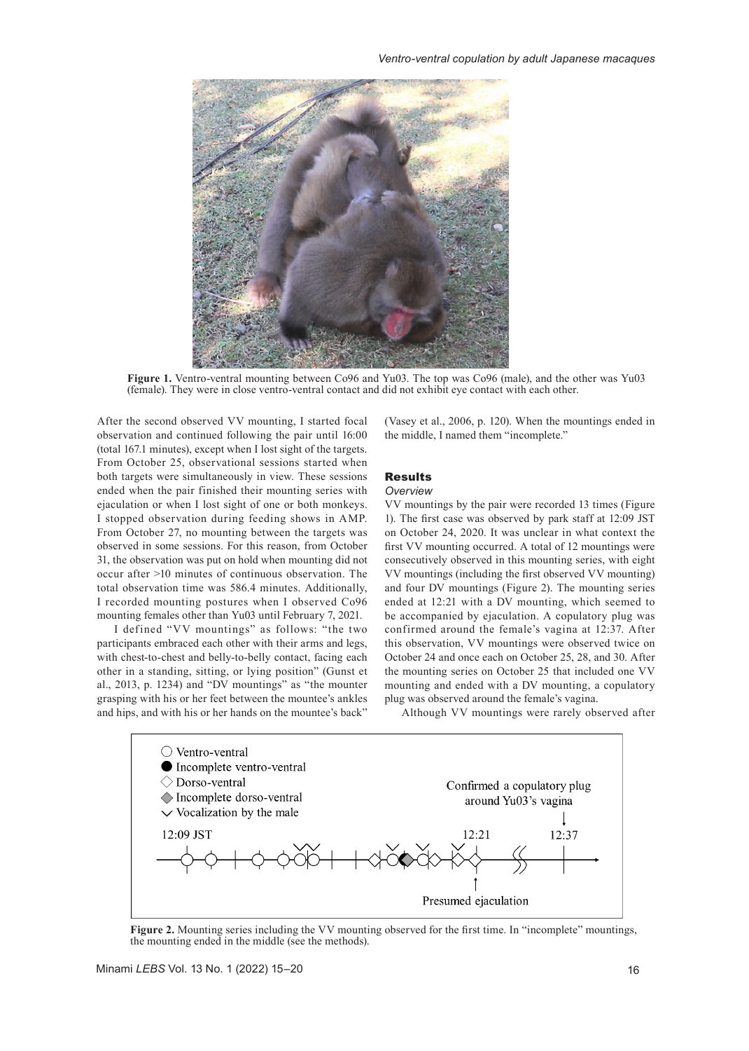**Figure 1.** Ventro-ventral mounting between Co96 and Yu03. The top was Co96 (male), and the other was Yu03 (female). They were in close ventro-ventral contact and did not exhibit eye contact with each other.

After the second observed VV mounting, I started focal observation and continued following the pair until 16:00 (total 167.1 minutes), except when I lost sight of the targets. From October 25, observational sessions started when both targets were simultaneously in view. These sessions ended when the pair finished their mounting series with ejaculation or when I lost sight of one or both monkeys. I stopped observation during feeding shows in AMP. From October 27, no mounting between the targets was observed in some sessions. For this reason, from October 31, the observation was put on hold when mounting did not occur after >10 minutes of continuous observation. The total observation time was 586.4 minutes. Additionally, I recorded mounting postures when I observed Co96 mounting females other than Yu03 until February 7, 2021.

I defined "VV mountings" as follows: "the two participants embraced each other with their arms and legs, with chest-to-chest and belly-to-belly contact, facing each other in a standing, sitting, or lying position" (Gunst et al., 2013, p. 1234) and "DV mountings" as "the mounter grasping with his or her feet between the mountee's ankles and hips, and with his or her hands on the mountee's back" (Vasey et al., 2006, p. 120). When the mountings ended in the middle, I named them "incomplete."

## Results

### *Overview*

VV mountings by the pair were recorded 13 times (Figure 1). The first case was observed by park staff at 12:09 JST on October 24, 2020. It was unclear in what context the first VV mounting occurred. A total of 12 mountings were consecutively observed in this mounting series, with eight VV mountings (including the first observed VV mounting) and four DV mountings (Figure 2). The mounting series ended at 12:21 with a DV mounting, which seemed to be accompanied by ejaculation. A copulatory plug was confirmed around the female's vagina at 12:37. After this observation, VV mountings were observed twice on October 24 and once each on October 25, 28, and 30. After the mounting series on October 25 that included one VV mounting and ended with a DV mounting, a copulatory plug was observed around the female's vagina.

Although VV mountings were rarely observed after

**Figure 2.** Mounting series including the VV mounting observed for the first time. In "incomplete" mountings, the mounting ended in the middle (see the methods).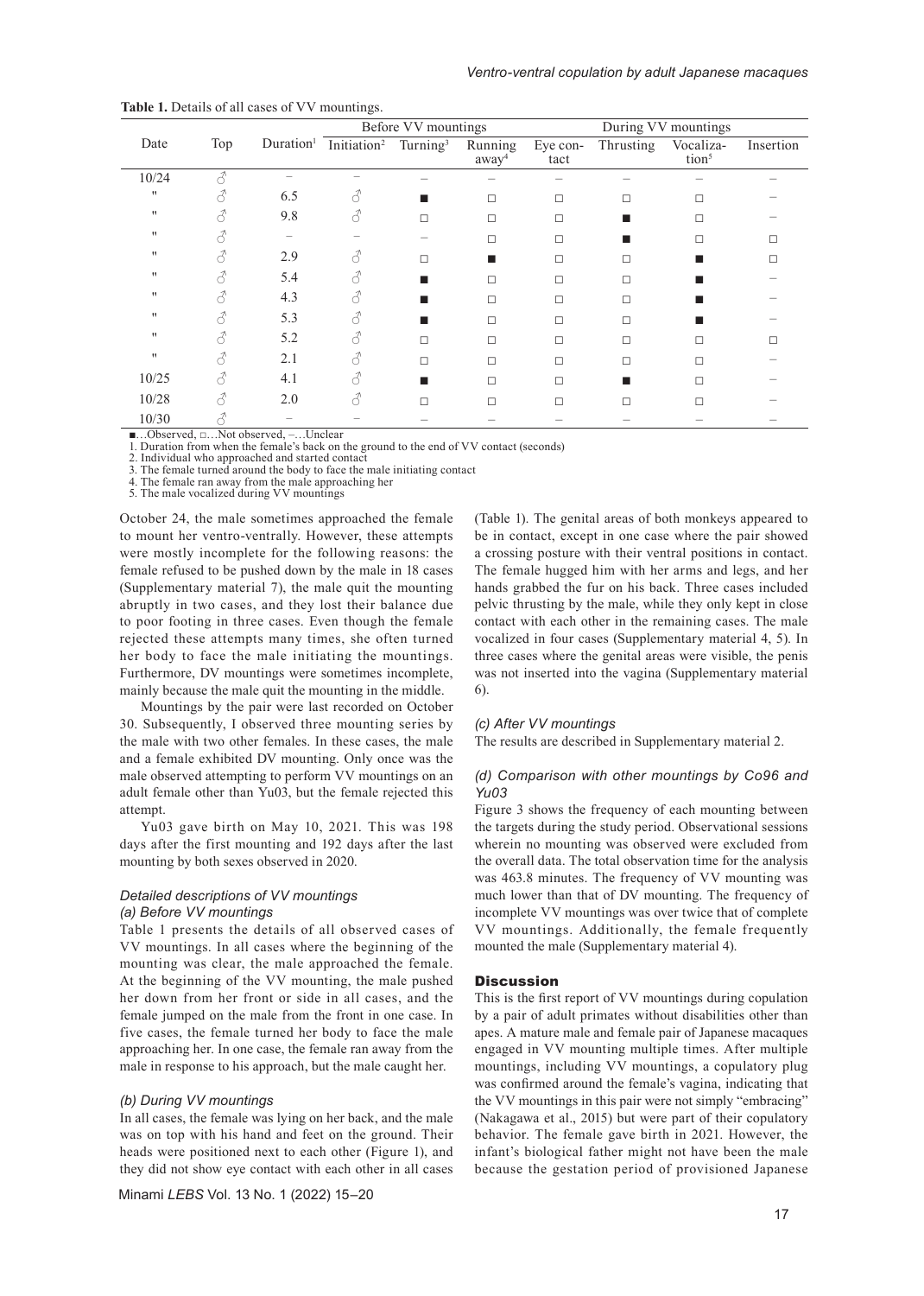**Table 1.** Details of all cases of VV mountings.

| Date | Top | Duration[1] | Before VV mountings | | | During VV mountings | | | |
|---|---|---|---|---|---|---|---|---|---|
| | | | Initiation[2] | Turning[3] | Running away[4] | Eye contact | Thrusting | Vocalization[5] | Insertion |
| 10/24 | ♂ | – | – | – | – | – | – | – | – |
| " | ♂ | 6.5 | ♂ | ■ | □ | □ | □ | □ | – |
| " | ♂ | 9.8 | ♂ | □ | □ | □ | ■ | □ | – |
| " | ♂ | – | – | – | □ | □ | ■ | □ | □ |
| " | ♂ | 2.9 | ♂ | □ | ■ | □ | □ | ■ | □ |
| " | ♂ | 5.4 | ♂ | ■ | □ | □ | □ | ■ | – |
| " | ♂ | 4.3 | ♂ | ■ | □ | □ | □ | ■ | – |
| " | ♂ | 5.3 | ♂ | ■ | □ | □ | □ | ■ | – |
| " | ♂ | 5.2 | ♂ | □ | □ | □ | □ | □ | □ |
| " | ♂ | 2.1 | ♂ | □ | □ | □ | □ | □ | – |
| 10/25 | ♂ | 4.1 | ♂ | ■ | □ | □ | ■ | □ | – |
| 10/28 | ♂ | 2.0 | ♂ | □ | □ | □ | □ | □ | – |
| 10/30 | ♂ | – | – | – | – | – | – | – | – |

■…Observed, □…Not observed, –…Unclear
1. Duration from when the female's back on the ground to the end of VV contact (seconds)
2. Individual who approached and started contact
3. The female turned around the body to face the male initiating contact
4. The female ran away from the male approaching her
5. The male vocalized during VV mountings

October 24, the male sometimes approached the female to mount her ventro-ventrally. However, these attempts were mostly incomplete for the following reasons: the female refused to be pushed down by the male in 18 cases (Supplementary material 7), the male quit the mounting abruptly in two cases, and they lost their balance due to poor footing in three cases. Even though the female rejected these attempts many times, she often turned her body to face the male initiating the mountings. Furthermore, DV mountings were sometimes incomplete, mainly because the male quit the mounting in the middle.

Mountings by the pair were last recorded on October 30. Subsequently, I observed three mounting series by the male with two other females. In these cases, the male and a female exhibited DV mounting. Only once was the male observed attempting to perform VV mountings on an adult female other than Yu03, but the female rejected this attempt.

Yu03 gave birth on May 10, 2021. This was 198 days after the first mounting and 192 days after the last mounting by both sexes observed in 2020.

### Detailed descriptions of VV mountings

#### (a) Before VV mountings

Table 1 presents the details of all observed cases of VV mountings. In all cases where the beginning of the mounting was clear, the male approached the female. At the beginning of the VV mounting, the male pushed her down from her front or side in all cases, and the female jumped on the male from the front in one case. In five cases, the female turned her body to face the male approaching her. In one case, the female ran away from the male in response to his approach, but the male caught her.

#### (b) During VV mountings

In all cases, the female was lying on her back, and the male was on top with his hand and feet on the ground. Their heads were positioned next to each other (Figure 1), and they did not show eye contact with each other in all cases (Table 1). The genital areas of both monkeys appeared to be in contact, except in one case where the pair showed a crossing posture with their ventral positions in contact. The female hugged him with her arms and legs, and her hands grabbed the fur on his back. Three cases included pelvic thrusting by the male, while they only kept in close contact with each other in the remaining cases. The male vocalized in four cases (Supplementary material 4, 5). In three cases where the genital areas were visible, the penis was not inserted into the vagina (Supplementary material 6).

#### (c) After VV mountings

The results are described in Supplementary material 2.

#### (d) Comparison with other mountings by Co96 and Yu03

Figure 3 shows the frequency of each mounting between the targets during the study period. Observational sessions wherein no mounting was observed were excluded from the overall data. The total observation time for the analysis was 463.8 minutes. The frequency of VV mounting was much lower than that of DV mounting. The frequency of incomplete VV mountings was over twice that of complete VV mountings. Additionally, the female frequently mounted the male (Supplementary material 4).

## Discussion

This is the first report of VV mountings during copulation by a pair of adult primates without disabilities other than apes. A mature male and female pair of Japanese macaques engaged in VV mounting multiple times. After multiple mountings, including VV mountings, a copulatory plug was confirmed around the female's vagina, indicating that the VV mountings in this pair were not simply "embracing" (Nakagawa et al., 2015) but were part of their copulatory behavior. The female gave birth in 2021. However, the infant's biological father might not have been the male because the gestation period of provisioned Japanese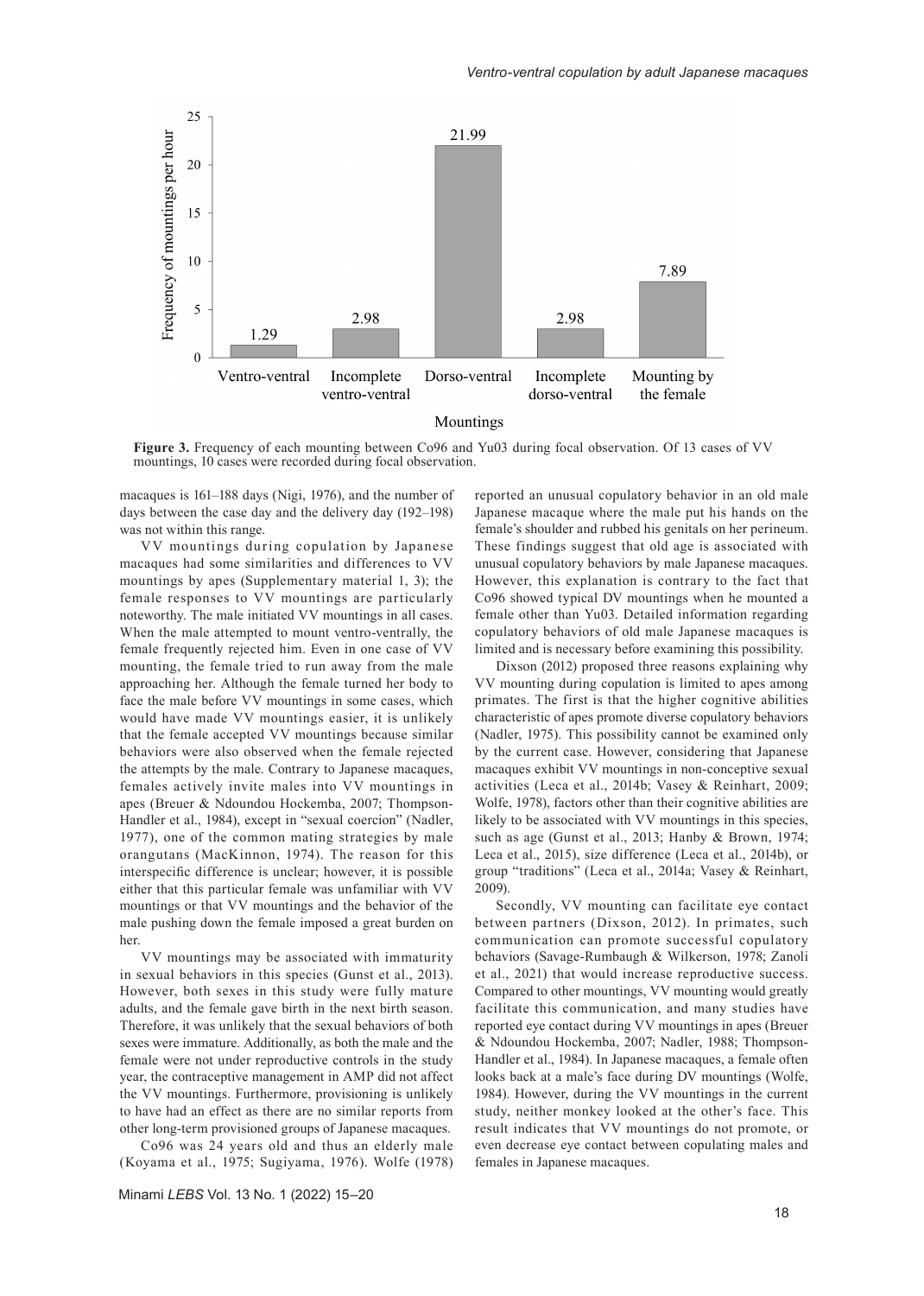Figure 3. Frequency of each mounting between Co96 and Yu03 during focal observation. Of 13 cases of VV mountings, 10 cases were recorded during focal observation.

macaques is 161–188 days (Nigi, 1976), and the number of days between the case day and the delivery day (192–198) was not within this range.

VV mountings during copulation by Japanese macaques had some similarities and differences to VV mountings by apes (Supplementary material 1, 3); the female responses to VV mountings are particularly noteworthy. The male initiated VV mountings in all cases. When the male attempted to mount ventro-ventrally, the female frequently rejected him. Even in one case of VV mounting, the female tried to run away from the male approaching her. Although the female turned her body to face the male before VV mountings in some cases, which would have made VV mountings easier, it is unlikely that the female accepted VV mountings because similar behaviors were also observed when the female rejected the attempts by the male. Contrary to Japanese macaques, females actively invite males into VV mountings in apes (Breuer & Ndoundou Hockemba, 2007; Thompson-Handler et al., 1984), except in "sexual coercion" (Nadler, 1977), one of the common mating strategies by male orangutans (MacKinnon, 1974). The reason for this interspecific difference is unclear; however, it is possible either that this particular female was unfamiliar with VV mountings or that VV mountings and the behavior of the male pushing down the female imposed a great burden on her.

VV mountings may be associated with immaturity in sexual behaviors in this species (Gunst et al., 2013). However, both sexes in this study were fully mature adults, and the female gave birth in the next birth season. Therefore, it was unlikely that the sexual behaviors of both sexes were immature. Additionally, as both the male and the female were not under reproductive controls in the study year, the contraceptive management in AMP did not affect the VV mountings. Furthermore, provisioning is unlikely to have had an effect as there are no similar reports from other long-term provisioned groups of Japanese macaques.

Co96 was 24 years old and thus an elderly male (Koyama et al., 1975; Sugiyama, 1976). Wolfe (1978) reported an unusual copulatory behavior in an old male Japanese macaque where the male put his hands on the female's shoulder and rubbed his genitals on her perineum. These findings suggest that old age is associated with unusual copulatory behaviors by male Japanese macaques. However, this explanation is contrary to the fact that Co96 showed typical DV mountings when he mounted a female other than Yu03. Detailed information regarding copulatory behaviors of old male Japanese macaques is limited and is necessary before examining this possibility.

Dixson (2012) proposed three reasons explaining why VV mounting during copulation is limited to apes among primates. The first is that the higher cognitive abilities characteristic of apes promote diverse copulatory behaviors (Nadler, 1975). This possibility cannot be examined only by the current case. However, considering that Japanese macaques exhibit VV mountings in non-conceptive sexual activities (Leca et al., 2014b; Vasey & Reinhart, 2009; Wolfe, 1978), factors other than their cognitive abilities are likely to be associated with VV mountings in this species, such as age (Gunst et al., 2013; Hanby & Brown, 1974; Leca et al., 2015), size difference (Leca et al., 2014b), or group "traditions" (Leca et al., 2014a; Vasey & Reinhart, 2009).

Secondly, VV mounting can facilitate eye contact between partners (Dixson, 2012). In primates, such communication can promote successful copulatory behaviors (Savage-Rumbaugh & Wilkerson, 1978; Zanoli et al., 2021) that would increase reproductive success. Compared to other mountings, VV mounting would greatly facilitate this communication, and many studies have reported eye contact during VV mountings in apes (Breuer & Ndoundou Hockemba, 2007; Nadler, 1988; Thompson-Handler et al., 1984). In Japanese macaques, a female often looks back at a male's face during DV mountings (Wolfe, 1984). However, during the VV mountings in the current study, neither monkey looked at the other's face. This result indicates that VV mountings do not promote, or even decrease eye contact between copulating males and females in Japanese macaques.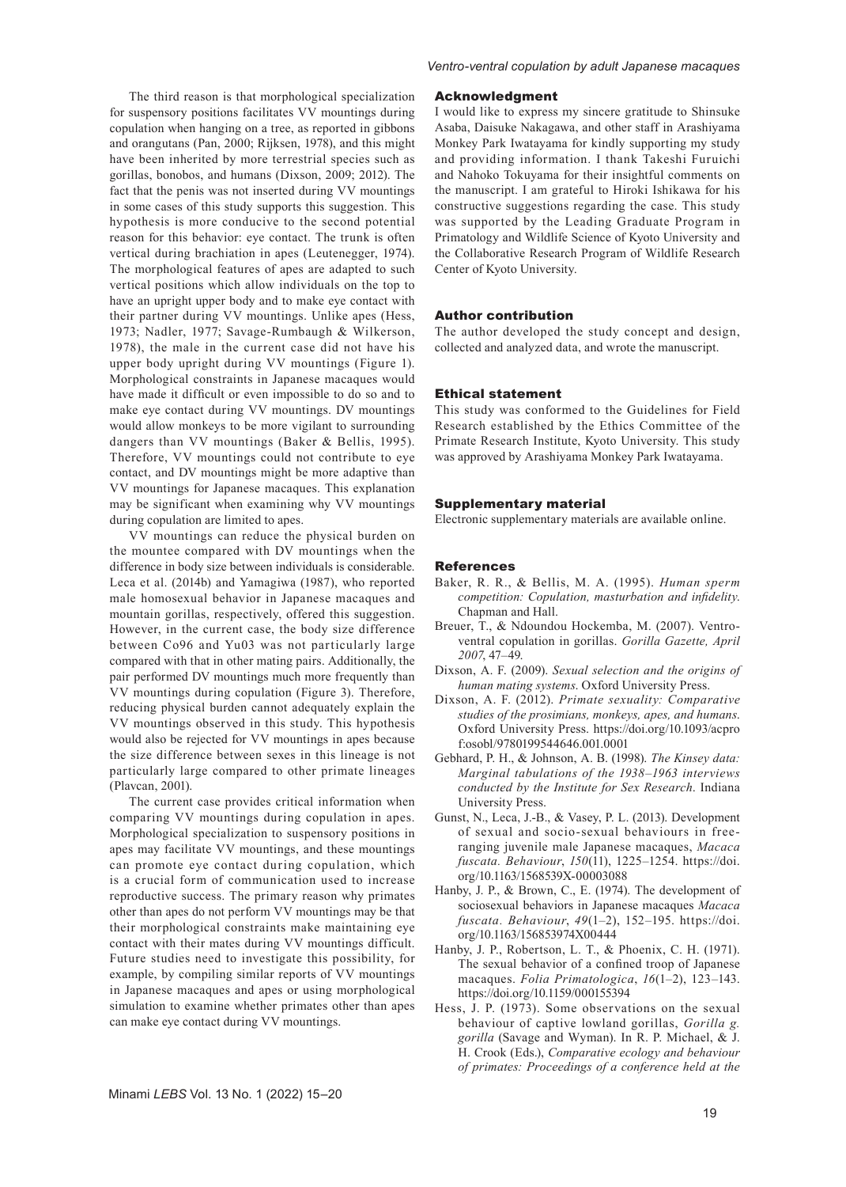The third reason is that morphological specialization for suspensory positions facilitates VV mountings during copulation when hanging on a tree, as reported in gibbons and orangutans (Pan, 2000; Rijksen, 1978), and this might have been inherited by more terrestrial species such as gorillas, bonobos, and humans (Dixson, 2009; 2012). The fact that the penis was not inserted during VV mountings in some cases of this study supports this suggestion. This hypothesis is more conducive to the second potential reason for this behavior: eye contact. The trunk is often vertical during brachiation in apes (Leutenegger, 1974). The morphological features of apes are adapted to such vertical positions which allow individuals on the top to have an upright upper body and to make eye contact with their partner during VV mountings. Unlike apes (Hess, 1973; Nadler, 1977; Savage-Rumbaugh & Wilkerson, 1978), the male in the current case did not have his upper body upright during VV mountings (Figure 1). Morphological constraints in Japanese macaques would have made it difficult or even impossible to do so and to make eye contact during VV mountings. DV mountings would allow monkeys to be more vigilant to surrounding dangers than VV mountings (Baker & Bellis, 1995). Therefore, VV mountings could not contribute to eye contact, and DV mountings might be more adaptive than VV mountings for Japanese macaques. This explanation may be significant when examining why VV mountings during copulation are limited to apes.

VV mountings can reduce the physical burden on the mountee compared with DV mountings when the difference in body size between individuals is considerable. Leca et al. (2014b) and Yamagiwa (1987), who reported male homosexual behavior in Japanese macaques and mountain gorillas, respectively, offered this suggestion. However, in the current case, the body size difference between Co96 and Yu03 was not particularly large compared with that in other mating pairs. Additionally, the pair performed DV mountings much more frequently than VV mountings during copulation (Figure 3). Therefore, reducing physical burden cannot adequately explain the VV mountings observed in this study. This hypothesis would also be rejected for VV mountings in apes because the size difference between sexes in this lineage is not particularly large compared to other primate lineages (Plavcan, 2001).

The current case provides critical information when comparing VV mountings during copulation in apes. Morphological specialization to suspensory positions in apes may facilitate VV mountings, and these mountings can promote eye contact during copulation, which is a crucial form of communication used to increase reproductive success. The primary reason why primates other than apes do not perform VV mountings may be that their morphological constraints make maintaining eye contact with their mates during VV mountings difficult. Future studies need to investigate this possibility, for example, by compiling similar reports of VV mountings in Japanese macaques and apes or using morphological simulation to examine whether primates other than apes can make eye contact during VV mountings.

## Acknowledgment

I would like to express my sincere gratitude to Shinsuke Asaba, Daisuke Nakagawa, and other staff in Arashiyama Monkey Park Iwatayama for kindly supporting my study and providing information. I thank Takeshi Furuichi and Nahoko Tokuyama for their insightful comments on the manuscript. I am grateful to Hiroki Ishikawa for his constructive suggestions regarding the case. This study was supported by the Leading Graduate Program in Primatology and Wildlife Science of Kyoto University and the Collaborative Research Program of Wildlife Research Center of Kyoto University.

## Author contribution

The author developed the study concept and design, collected and analyzed data, and wrote the manuscript.

## Ethical statement

This study was conformed to the Guidelines for Field Research established by the Ethics Committee of the Primate Research Institute, Kyoto University. This study was approved by Arashiyama Monkey Park Iwatayama.

## Supplementary material

Electronic supplementary materials are available online.

## References

Baker, R. R., & Bellis, M. A. (1995). *Human sperm competition: Copulation, masturbation and infidelity*. Chapman and Hall.

Breuer, T., & Ndoundou Hockemba, M. (2007). Ventro-ventral copulation in gorillas. *Gorilla Gazette, April 2007*, 47–49.

Dixson, A. F. (2009). *Sexual selection and the origins of human mating systems*. Oxford University Press.

Dixson, A. F. (2012). *Primate sexuality: Comparative studies of the prosimians, monkeys, apes, and humans*. Oxford University Press. https://doi.org/10.1093/acprof:osobl/9780199544646.001.0001

Gebhard, P. H., & Johnson, A. B. (1998). *The Kinsey data: Marginal tabulations of the 1938–1963 interviews conducted by the Institute for Sex Research*. Indiana University Press.

Gunst, N., Leca, J.-B., & Vasey, P. L. (2013). Development of sexual and socio-sexual behaviours in free-ranging juvenile male Japanese macaques, *Macaca fuscata*. *Behaviour*, *150*(11), 1225–1254. https://doi.org/10.1163/1568539X-00003088

Hanby, J. P., & Brown, C., E. (1974). The development of sociosexual behaviors in Japanese macaques *Macaca fuscata*. *Behaviour*, *49*(1–2), 152–195. https://doi.org/10.1163/156853974X00444

Hanby, J. P., Robertson, L. T., & Phoenix, C. H. (1971). The sexual behavior of a confined troop of Japanese macaques. *Folia Primatologica*, *16*(1–2), 123–143. https://doi.org/10.1159/000155394

Hess, J. P. (1973). Some observations on the sexual behaviour of captive lowland gorillas, *Gorilla g. gorilla* (Savage and Wyman). In R. P. Michael, & J. H. Crook (Eds.), *Comparative ecology and behaviour of primates: Proceedings of a conference held at the*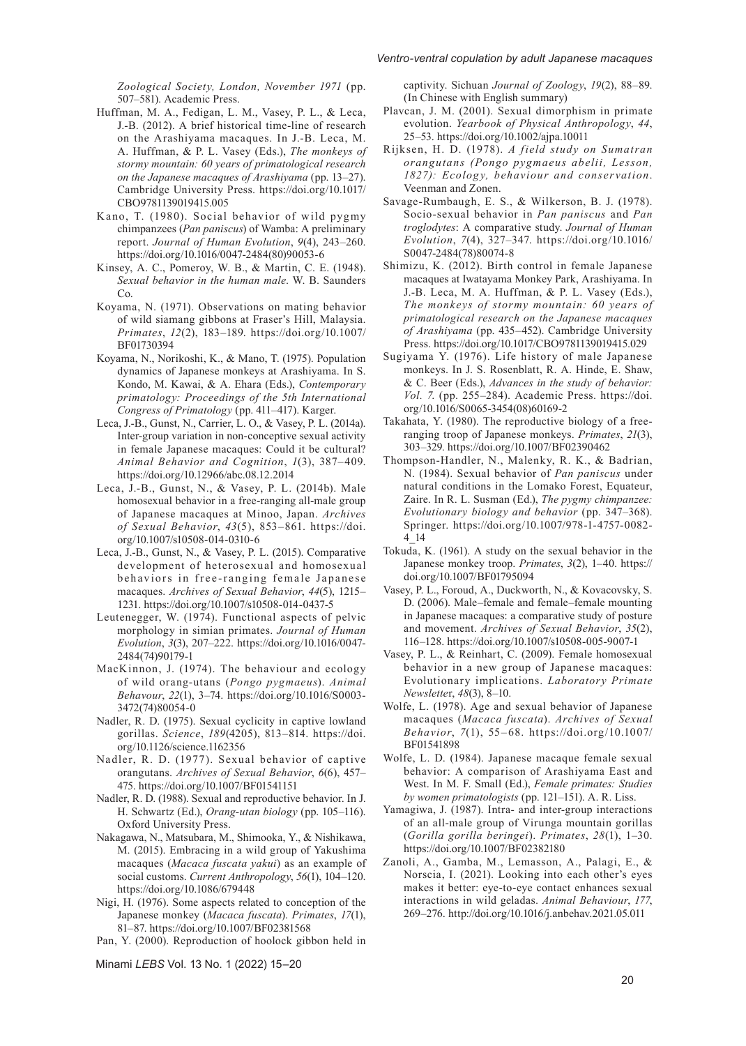*Zoological Society, London, November 1971* (pp. 507–581). Academic Press.

Huffman, M. A., Fedigan, L. M., Vasey, P. L., & Leca, J.-B. (2012). A brief historical time-line of research on the Arashiyama macaques. In J.-B. Leca, M. A. Huffman, & P. L. Vasey (Eds.), *The monkeys of stormy mountain: 60 years of primatological research on the Japanese macaques of Arashiyama* (pp. 13–27). Cambridge University Press. https://doi.org/10.1017/CBO9781139019415.005

Kano, T. (1980). Social behavior of wild pygmy chimpanzees (*Pan paniscus*) of Wamba: A preliminary report. *Journal of Human Evolution*, *9*(4), 243–260. https://doi.org/10.1016/0047-2484(80)90053-6

Kinsey, A. C., Pomeroy, W. B., & Martin, C. E. (1948). *Sexual behavior in the human male*. W. B. Saunders Co.

Koyama, N. (1971). Observations on mating behavior of wild siamang gibbons at Fraser's Hill, Malaysia. *Primates*, *12*(2), 183–189. https://doi.org/10.1007/BF01730394

Koyama, N., Norikoshi, K., & Mano, T. (1975). Population dynamics of Japanese monkeys at Arashiyama. In S. Kondo, M. Kawai, & A. Ehara (Eds.), *Contemporary primatology: Proceedings of the 5th International Congress of Primatology* (pp. 411–417). Karger.

Leca, J.-B., Gunst, N., Carrier, L. O., & Vasey, P. L. (2014a). Inter-group variation in non-conceptive sexual activity in female Japanese macaques: Could it be cultural? *Animal Behavior and Cognition*, *1*(3), 387–409. https://doi.org/10.12966/abc.08.12.2014

Leca, J.-B., Gunst, N., & Vasey, P. L. (2014b). Male homosexual behavior in a free-ranging all-male group of Japanese macaques at Minoo, Japan. *Archives of Sexual Behavior*, *43*(5), 853–861. https://doi.org/10.1007/s10508-014-0310-6

Leca, J.-B., Gunst, N., & Vasey, P. L. (2015). Comparative development of heterosexual and homosexual behaviors in free-ranging female Japanese macaques. *Archives of Sexual Behavior*, *44*(5), 1215–1231. https://doi.org/10.1007/s10508-014-0437-5

Leutenegger, W. (1974). Functional aspects of pelvic morphology in simian primates. *Journal of Human Evolution*, *3*(3), 207–222. https://doi.org/10.1016/0047-2484(74)90179-1

MacKinnon, J. (1974). The behaviour and ecology of wild orang-utans (*Pongo pygmaeus*). *Animal Behaviour*, *22*(1), 3–74. https://doi.org/10.1016/S0003-3472(74)80054-0

Nadler, R. D. (1975). Sexual cyclicity in captive lowland gorillas. *Science*, *189*(4205), 813–814. https://doi.org/10.1126/science.1162356

Nadler, R. D. (1977). Sexual behavior of captive orangutans. *Archives of Sexual Behavior*, *6*(6), 457–475. https://doi.org/10.1007/BF01541151

Nadler, R. D. (1988). Sexual and reproductive behavior. In J. H. Schwartz (Ed.), *Orang-utan biology* (pp. 105–116). Oxford University Press.

Nakagawa, N., Matsubara, M., Shimooka, Y., & Nishikawa, M. (2015). Embracing in a wild group of Yakushima macaques (*Macaca fuscata yakui*) as an example of social customs. *Current Anthropology*, *56*(1), 104–120. https://doi.org/10.1086/679448

Nigi, H. (1976). Some aspects related to conception of the Japanese monkey (*Macaca fuscata*). *Primates*, *17*(1), 81–87. https://doi.org/10.1007/BF02381568

Pan, Y. (2000). Reproduction of hoolock gibbon held in captivity. Sichuan *Journal of Zoology*, *19*(2), 88–89. (In Chinese with English summary)

Plavcan, J. M. (2001). Sexual dimorphism in primate evolution. *Yearbook of Physical Anthropology*, *44*, 25–53. https://doi.org/10.1002/ajpa.10011

Rijksen, H. D. (1978). *A field study on Sumatran orangutans (Pongo pygmaeus abelii, Lesson, 1827): Ecology, behaviour and conservation*. Veenman and Zonen.

Savage-Rumbaugh, E. S., & Wilkerson, B. J. (1978). Socio-sexual behavior in *Pan paniscus* and *Pan troglodytes*: A comparative study. *Journal of Human Evolution*, *7*(4), 327–347. https://doi.org/10.1016/S0047-2484(78)80074-8

Shimizu, K. (2012). Birth control in female Japanese macaques at Iwatayama Monkey Park, Arashiyama. In J.-B. Leca, M. A. Huffman, & P. L. Vasey (Eds.), *The monkeys of stormy mountain: 60 years of primatological research on the Japanese macaques of Arashiyama* (pp. 435–452). Cambridge University Press. https://doi.org/10.1017/CBO9781139019415.029

Sugiyama Y. (1976). Life history of male Japanese monkeys. In J. S. Rosenblatt, R. A. Hinde, E. Shaw, & C. Beer (Eds.), *Advances in the study of behavior: Vol. 7.* (pp. 255–284). Academic Press. https://doi.org/10.1016/S0065-3454(08)60169-2

Takahata, Y. (1980). The reproductive biology of a free-ranging troop of Japanese monkeys. *Primates*, *21*(3), 303–329. https://doi.org/10.1007/BF02390462

Thompson-Handler, N., Malenky, R. K., & Badrian, N. (1984). Sexual behavior of *Pan paniscus* under natural conditions in the Lomako Forest, Equateur, Zaire. In R. L. Susman (Ed.), *The pygmy chimpanzee: Evolutionary biology and behavior* (pp. 347–368). Springer. https://doi.org/10.1007/978-1-4757-0082-4_14

Tokuda, K. (1961). A study on the sexual behavior in the Japanese monkey troop. *Primates*, *3*(2), 1–40. https://doi.org/10.1007/BF01795094

Vasey, P. L., Foroud, A., Duckworth, N., & Kovacovsky, S. D. (2006). Male–female and female–female mounting in Japanese macaques: a comparative study of posture and movement. *Archives of Sexual Behavior*, *35*(2), 116–128. https://doi.org/10.1007/s10508-005-9007-1

Vasey, P. L., & Reinhart, C. (2009). Female homosexual behavior in a new group of Japanese macaques: Evolutionary implications. *Laboratory Primate Newsletter*, *48*(3), 8–10.

Wolfe, L. (1978). Age and sexual behavior of Japanese macaques (*Macaca fuscata*). *Archives of Sexual Behavior*, *7*(1), 55–68. https://doi.org/10.1007/BF01541898

Wolfe, L. D. (1984). Japanese macaque female sexual behavior: A comparison of Arashiyama East and West. In M. F. Small (Ed.), *Female primates: Studies by women primatologists* (pp. 121–151). A. R. Liss.

Yamagiwa, J. (1987). Intra- and inter-group interactions of an all-male group of Virunga mountain gorillas (*Gorilla gorilla beringei*). *Primates*, *28*(1), 1–30. https://doi.org/10.1007/BF02382180

Zanoli, A., Gamba, M., Lemasson, A., Palagi, E., & Norscia, I. (2021). Looking into each other's eyes makes it better: eye-to-eye contact enhances sexual interactions in wild geladas. *Animal Behaviour*, *177*, 269–276. http://doi.org/10.1016/j.anbehav.2021.05.011